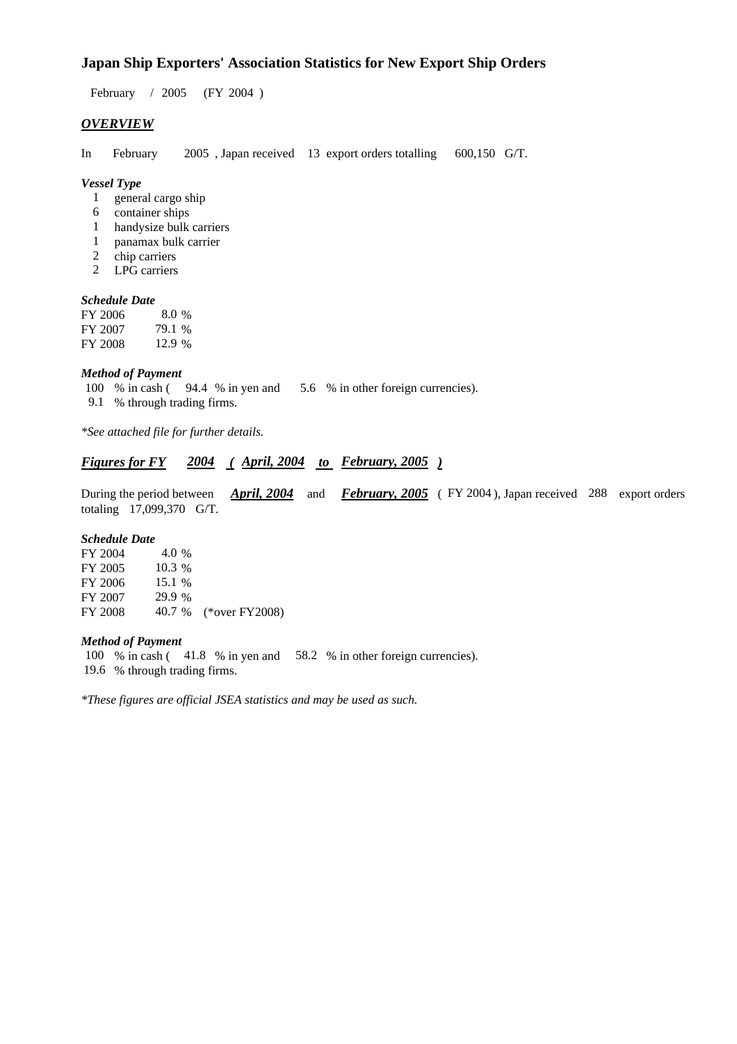# Japan Ship Exporters' Association Statistics for New Export Ship Orders

February / 2005 (FY 2004 )

## *OVERVIEW*

In February 2005 , Japan received 13 export orders totalling 600,150 G/T.

***Vessel Type***

1 general cargo ship
6 container ships
1 handysize bulk carriers
1 panamax bulk carrier
2 chip carriers
2 LPG carriers

***Schedule Date***

FY 2006 8.0 %
FY 2007 79.1 %
FY 2008 12.9 %

***Method of Payment***

100 % in cash ( 94.4 % in yen and 5.6 % in other foreign currencies).
9.1 % through trading firms.

*\*See attached file for further details.*

## *Figures for FY 2004 ( April, 2004 to February, 2005 )*

During the period between ***April, 2004*** and ***February, 2005*** ( FY 2004 ), Japan received 288 export orders totaling 17,099,370 G/T.

***Schedule Date***

FY 2004 4.0 %
FY 2005 10.3 %
FY 2006 15.1 %
FY 2007 29.9 %
FY 2008 40.7 % (*over FY2008)

***Method of Payment***

100 % in cash ( 41.8 % in yen and 58.2 % in other foreign currencies).
19.6 % through trading firms.

*\*These figures are official JSEA statistics and may be used as such.*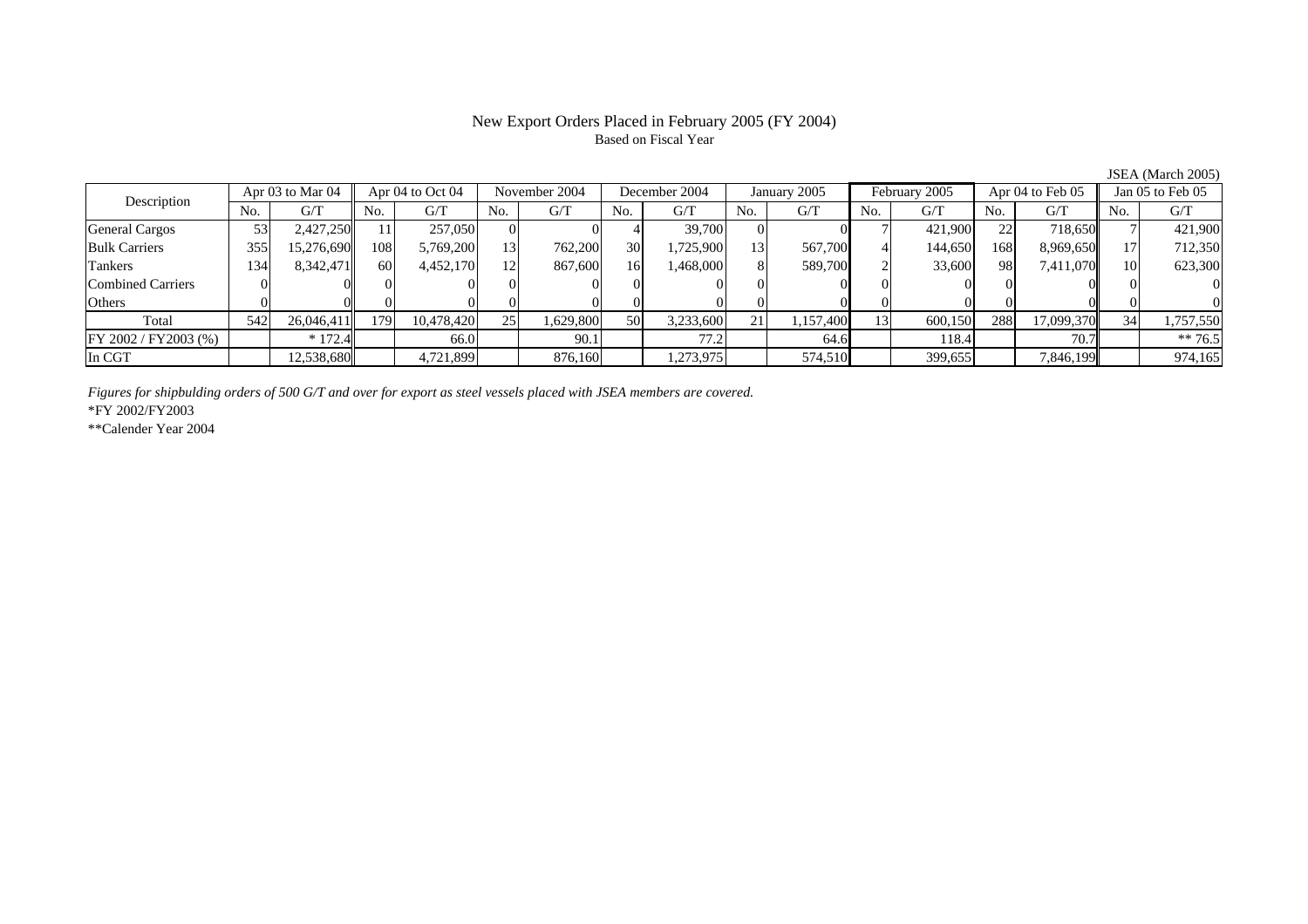# New Export Orders Placed in February 2005 (FY 2004)

Based on Fiscal Year

JSEA (March 2005)

| Description | Apr 03 to Mar 04 | | Apr 04 to Oct 04 | | November 2004 | | December 2004 | | January 2005 | | February 2005 | | Apr 04 to Feb 05 | | Jan 05 to Feb 05 | |
|---|---|---|---|---|---|---|---|---|---|---|---|---|---|---|---|---|
| | No. | G/T | No. | G/T | No. | G/T | No. | G/T | No. | G/T | No. | G/T | No. | G/T | No. | G/T |
| General Cargos | 53 | 2,427,250 | 11 | 257,050 | 0 | 0 | 4 | 39,700 | 0 | 0 | 7 | 421,900 | 22 | 718,650 | 7 | 421,900 |
| Bulk Carriers | 355 | 15,276,690 | 108 | 5,769,200 | 13 | 762,200 | 30 | 1,725,900 | 13 | 567,700 | 4 | 144,650 | 168 | 8,969,650 | 17 | 712,350 |
| Tankers | 134 | 8,342,471 | 60 | 4,452,170 | 12 | 867,600 | 16 | 1,468,000 | 8 | 589,700 | 2 | 33,600 | 98 | 7,411,070 | 10 | 623,300 |
| Combined Carriers | 0 | 0 | 0 | 0 | 0 | 0 | 0 | 0 | 0 | 0 | 0 | 0 | 0 | 0 | 0 | 0 |
| Others | 0 | 0 | 0 | 0 | 0 | 0 | 0 | 0 | 0 | 0 | 0 | 0 | 0 | 0 | 0 | 0 |
| Total | 542 | 26,046,411 | 179 | 10,478,420 | 25 | 1,629,800 | 50 | 3,233,600 | 21 | 1,157,400 | 13 | 600,150 | 288 | 17,099,370 | 34 | 1,757,550 |
| FY 2002 / FY2003 (%) | | * 172.4 | | 66.0 | | 90.1 | | 77.2 | | 64.6 | | 118.4 | | 70.7 | | ** 76.5 |
| In CGT | | 12,538,680 | | 4,721,899 | | 876,160 | | 1,273,975 | | 574,510 | | 399,655 | | 7,846,199 | | 974,165 |

*Figures for shipbulding orders of 500 G/T and over for export as steel vessels placed with JSEA members are covered.*

*FY 2002/FY2003

**Calender Year 2004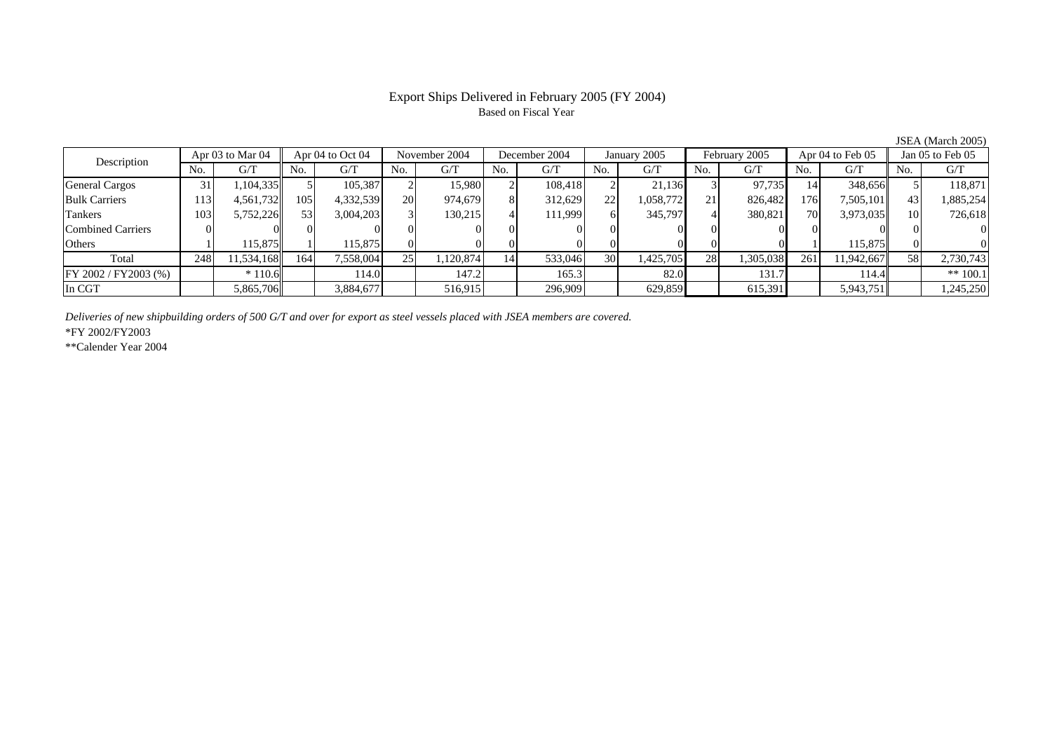# Export Ships Delivered in February 2005 (FY 2004)

Based on Fiscal Year

JSEA (March 2005)

| Description | Apr 03 to Mar 04 | | Apr 04 to Oct 04 | | November 2004 | | December 2004 | | January 2005 | | February 2005 | | Apr 04 to Feb 05 | | Jan 05 to Feb 05 | |
|---|---|---|---|---|---|---|---|---|---|---|---|---|---|---|---|---|
| | No. | G/T | No. | G/T | No. | G/T | No. | G/T | No. | G/T | No. | G/T | No. | G/T | No. | G/T |
| General Cargos | 31 | 1,104,335 | 5 | 105,387 | 2 | 15,980 | 2 | 108,418 | 2 | 21,136 | 3 | 97,735 | 14 | 348,656 | 5 | 118,871 |
| Bulk Carriers | 113 | 4,561,732 | 105 | 4,332,539 | 20 | 974,679 | 8 | 312,629 | 22 | 1,058,772 | 21 | 826,482 | 176 | 7,505,101 | 43 | 1,885,254 |
| Tankers | 103 | 5,752,226 | 53 | 3,004,203 | 3 | 130,215 | 4 | 111,999 | 6 | 345,797 | 4 | 380,821 | 70 | 3,973,035 | 10 | 726,618 |
| Combined Carriers | 0 | 0 | 0 | 0 | 0 | 0 | 0 | 0 | 0 | 0 | 0 | 0 | 0 | 0 | 0 | 0 |
| Others | 1 | 115,875 | 1 | 115,875 | 0 | 0 | 0 | 0 | 0 | 0 | 0 | 0 | 1 | 115,875 | 0 | 0 |
| Total | 248 | 11,534,168 | 164 | 7,558,004 | 25 | 1,120,874 | 14 | 533,046 | 30 | 1,425,705 | 28 | 1,305,038 | 261 | 11,942,667 | 58 | 2,730,743 |
| FY 2002 / FY2003 (%) | | * 110.6 | | 114.0 | | 147.2 | | 165.3 | | 82.0 | | 131.7 | | 114.4 | | ** 100.1 |
| In CGT | | 5,865,706 | | 3,884,677 | | 516,915 | | 296,909 | | 629,859 | | 615,391 | | 5,943,751 | | 1,245,250 |

*Deliveries of new shipbuilding orders of 500 G/T and over for export as steel vessels placed with JSEA members are covered.*

*FY 2002/FY2003

**Calender Year 2004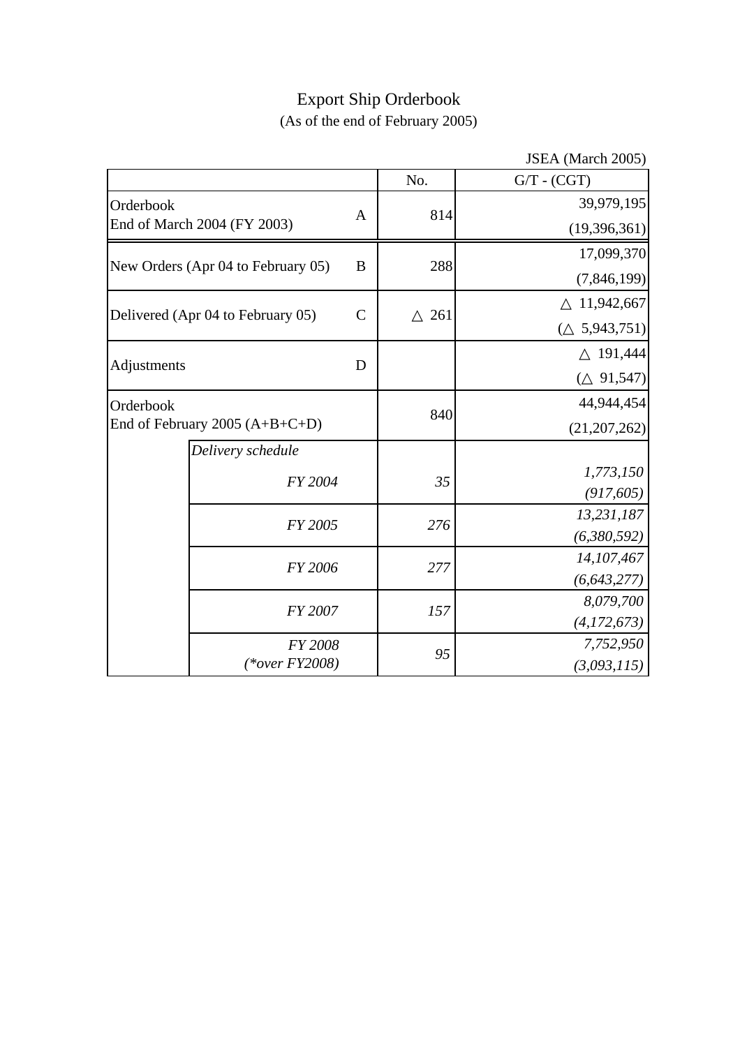# Export Ship Orderbook

(As of the end of February 2005)

JSEA (March 2005)

| | | | No. | G/T - (CGT) |
|---|---|---|---|---|
| Orderbook<br>End of March 2004 (FY 2003) | | A | 814 | 39,979,195<br>(19,396,361) |
| New Orders (Apr 04 to February 05) | | B | 288 | 17,099,370<br>(7,846,199) |
| Delivered (Apr 04 to February 05) | | C | △ 261 | △ 11,942,667<br>(△ 5,943,751) |
| Adjustments | | D | | △ 191,444<br>(△ 91,547) |
| Orderbook<br>End of February 2005 (A+B+C+D) | | | 840 | 44,944,454<br>(21,207,262) |
| | *Delivery schedule*<br>*FY 2004* | | *35* | *1,773,150*<br>*(917,605)* |
| | *FY 2005* | | *276* | *13,231,187*<br>*(6,380,592)* |
| | *FY 2006* | | *277* | *14,107,467*<br>*(6,643,277)* |
| | *FY 2007* | | *157* | *8,079,700*<br>*(4,172,673)* |
| | *FY 2008*<br>*(*over FY2008)* | | *95* | *7,752,950*<br>*(3,093,115)* |